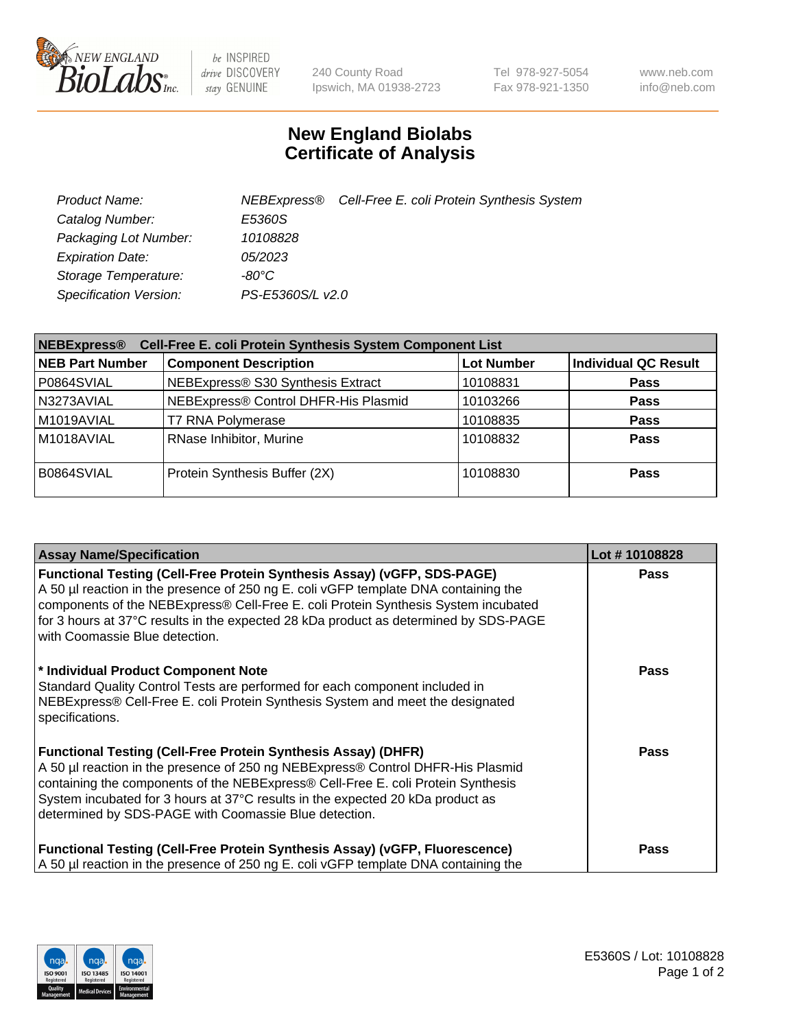New England BioLabs Inc. — be INSPIRED drive DISCOVERY stay GENUINE

240 County Road
Ipswich, MA 01938-2723

Tel 978-927-5054
Fax 978-921-1350

www.neb.com
info@neb.com

# New England Biolabs
# Certificate of Analysis

| | |
|---|---|
| *Product Name:* | *NEBExpress® Cell-Free E. coli Protein Synthesis System* |
| *Catalog Number:* | *E5360S* |
| *Packaging Lot Number:* | *10108828* |
| *Expiration Date:* | *05/2023* |
| *Storage Temperature:* | *-80°C* |
| *Specification Version:* | *PS-E5360S/L v2.0* |

| **NEBExpress® Cell-Free E. coli Protein Synthesis System Component List** | | | |
|---|---|---|---|
| **NEB Part Number** | **Component Description** | **Lot Number** | **Individual QC Result** |
| P0864SVIAL | NEBExpress® S30 Synthesis Extract | 10108831 | **Pass** |
| N3273AVIAL | NEBExpress® Control DHFR-His Plasmid | 10103266 | **Pass** |
| M1019AVIAL | T7 RNA Polymerase | 10108835 | **Pass** |
| M1018AVIAL | RNase Inhibitor, Murine | 10108832 | **Pass** |
| B0864SVIAL | Protein Synthesis Buffer (2X) | 10108830 | **Pass** |

| **Assay Name/Specification** | **Lot # 10108828** |
|---|---|
| **Functional Testing (Cell-Free Protein Synthesis Assay) (vGFP, SDS-PAGE)** A 50 µl reaction in the presence of 250 ng E. coli vGFP template DNA containing the components of the NEBExpress® Cell-Free E. coli Protein Synthesis System incubated for 3 hours at 37°C results in the expected 28 kDa product as determined by SDS-PAGE with Coomassie Blue detection. | **Pass** |
| **\* Individual Product Component Note** Standard Quality Control Tests are performed for each component included in NEBExpress® Cell-Free E. coli Protein Synthesis System and meet the designated specifications. | **Pass** |
| **Functional Testing (Cell-Free Protein Synthesis Assay) (DHFR)** A 50 µl reaction in the presence of 250 ng NEBExpress® Control DHFR-His Plasmid containing the components of the NEBExpress® Cell-Free E. coli Protein Synthesis System incubated for 3 hours at 37°C results in the expected 20 kDa product as determined by SDS-PAGE with Coomassie Blue detection. | **Pass** |
| **Functional Testing (Cell-Free Protein Synthesis Assay) (vGFP, Fluorescence)** A 50 µl reaction in the presence of 250 ng E. coli vGFP template DNA containing the | **Pass** |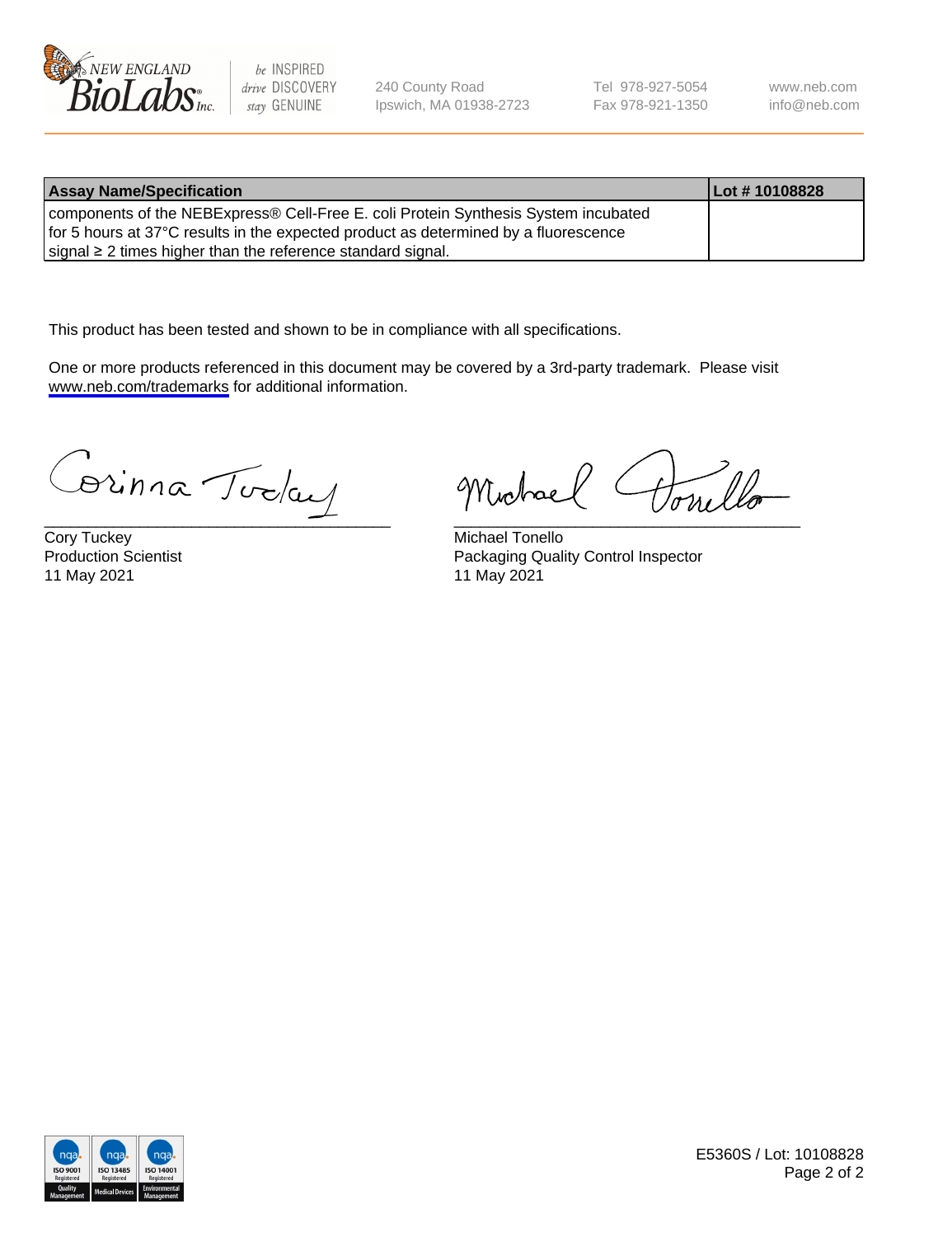| Assay Name/Specification | Lot # 10108828 |
|---|---|
| components of the NEBExpress® Cell-Free E. coli Protein Synthesis System incubated for 5 hours at 37°C results in the expected product as determined by a fluorescence signal ≥ 2 times higher than the reference standard signal. | |

This product has been tested and shown to be in compliance with all specifications.

One or more products referenced in this document may be covered by a 3rd-party trademark. Please visit www.neb.com/trademarks for additional information.

Cory Tuckey
Production Scientist
11 May 2021

Michael Tonello
Packaging Quality Control Inspector
11 May 2021

E5360S / Lot: 10108828